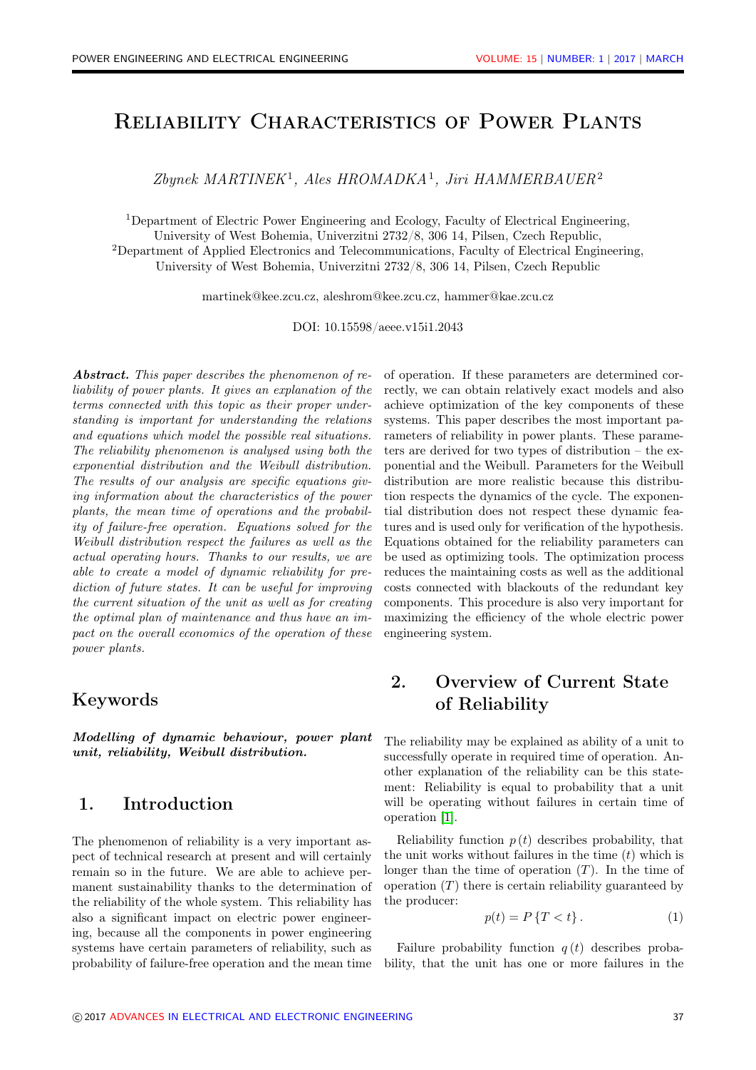# Reliability Characteristics of Power Plants

*Zbynek MARTINEK*[1], *Ales HROMADKA*[1], *Jiri HAMMERBAUER*[2]

[1]Department of Electric Power Engineering and Ecology, Faculty of Electrical Engineering, University of West Bohemia, Univerzitni 2732/8, 306 14, Pilsen, Czech Republic,
[2]Department of Applied Electronics and Telecommunications, Faculty of Electrical Engineering, University of West Bohemia, Univerzitni 2732/8, 306 14, Pilsen, Czech Republic

martinek@kee.zcu.cz, aleshrom@kee.zcu.cz, hammer@kae.zcu.cz

DOI: 10.15598/aeee.v15i1.2043

***Abstract.*** *This paper describes the phenomenon of reliability of power plants. It gives an explanation of the terms connected with this topic as their proper understanding is important for understanding the relations and equations which model the possible real situations. The reliability phenomenon is analysed using both the exponential distribution and the Weibull distribution. The results of our analysis are specific equations giving information about the characteristics of the power plants, the mean time of operations and the probability of failure-free operation. Equations solved for the Weibull distribution respect the failures as well as the actual operating hours. Thanks to our results, we are able to create a model of dynamic reliability for prediction of future states. It can be useful for improving the current situation of the unit as well as for creating the optimal plan of maintenance and thus have an impact on the overall economics of the operation of these power plants.*

## Keywords

***Modelling of dynamic behaviour, power plant unit, reliability, Weibull distribution.***

## 1. Introduction

The phenomenon of reliability is a very important aspect of technical research at present and will certainly remain so in the future. We are able to achieve permanent sustainability thanks to the determination of the reliability of the whole system. This reliability has also a significant impact on electric power engineering, because all the components in power engineering systems have certain parameters of reliability, such as probability of failure-free operation and the mean time of operation. If these parameters are determined correctly, we can obtain relatively exact models and also achieve optimization of the key components of these systems. This paper describes the most important parameters of reliability in power plants. These parameters are derived for two types of distribution – the exponential and the Weibull. Parameters for the Weibull distribution are more realistic because this distribution respects the dynamics of the cycle. The exponential distribution does not respect these dynamic features and is used only for verification of the hypothesis. Equations obtained for the reliability parameters can be used as optimizing tools. The optimization process reduces the maintaining costs as well as the additional costs connected with blackouts of the redundant key components. This procedure is also very important for maximizing the efficiency of the whole electric power engineering system.

## 2. Overview of Current State of Reliability

The reliability may be explained as ability of a unit to successfully operate in required time of operation. Another explanation of the reliability can be this statement: Reliability is equal to probability that a unit will be operating without failures in certain time of operation [1].

Reliability function $p(t)$ describes probability, that the unit works without failures in the time $(t)$ which is longer than the time of operation $(T)$. In the time of operation $(T)$ there is certain reliability guaranteed by the producer:

$$p(t) = P\{T < t\}. \tag{1}$$

Failure probability function $q(t)$ describes probability, that the unit has one or more failures in the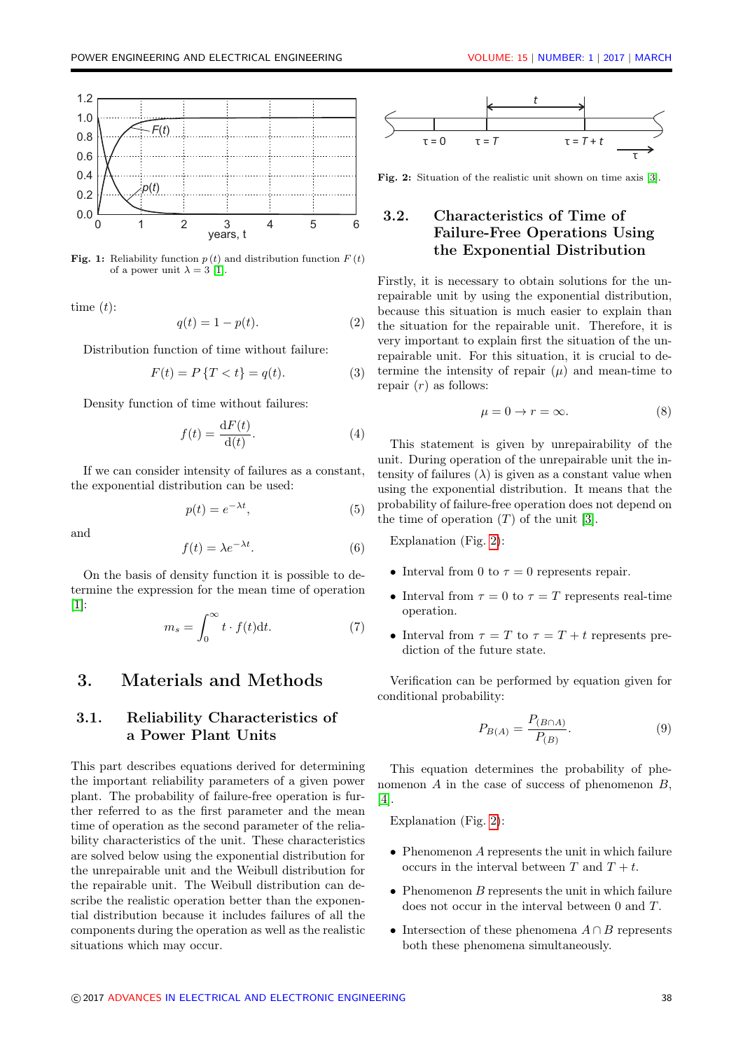Fig. 1: Reliability function $p(t)$ and distribution function $F(t)$ of a power unit $\lambda = 3$ [1].

time $(t)$:

$$q(t) = 1 - p(t). \tag{2}$$

Distribution function of time without failure:

$$F(t) = P\{T < t\} = q(t). \tag{3}$$

Density function of time without failures:

$$f(t) = \frac{\mathrm{d}F(t)}{\mathrm{d}(t)}. \tag{4}$$

If we can consider intensity of failures as a constant, the exponential distribution can be used:

$$p(t) = e^{-\lambda t}, \tag{5}$$

and

$$f(t) = \lambda e^{-\lambda t}. \tag{6}$$

On the basis of density function it is possible to determine the expression for the mean time of operation [1]:

$$m_s = \int_0^\infty t \cdot f(t)\mathrm{d}t. \tag{7}$$

# 3. Materials and Methods

## 3.1. Reliability Characteristics of a Power Plant Units

This part describes equations derived for determining the important reliability parameters of a given power plant. The probability of failure-free operation is further referred to as the first parameter and the mean time of operation as the second parameter of the reliability characteristics of the unit. These characteristics are solved below using the exponential distribution for the unrepairable unit and the Weibull distribution for the repairable unit. The Weibull distribution can describe the realistic operation better than the exponential distribution because it includes failures of all the components during the operation as well as the realistic situations which may occur.

Fig. 2: Situation of the realistic unit shown on time axis [3].

## 3.2. Characteristics of Time of Failure-Free Operations Using the Exponential Distribution

Firstly, it is necessary to obtain solutions for the unrepairable unit by using the exponential distribution, because this situation is much easier to explain than the situation for the repairable unit. Therefore, it is very important to explain first the situation of the unrepairable unit. For this situation, it is crucial to determine the intensity of repair $(\mu)$ and mean-time to repair $(r)$ as follows:

$$\mu = 0 \rightarrow r = \infty. \tag{8}$$

This statement is given by unrepairability of the unit. During operation of the unrepairable unit the intensity of failures $(\lambda)$ is given as a constant value when using the exponential distribution. It means that the probability of failure-free operation does not depend on the time of operation $(T)$ of the unit [3].

Explanation (Fig. 2):

- Interval from 0 to $\tau = 0$ represents repair.
- Interval from $\tau = 0$ to $\tau = T$ represents real-time operation.
- Interval from $\tau = T$ to $\tau = T + t$ represents prediction of the future state.

Verification can be performed by equation given for conditional probability:

$$P_{B(A)} = \frac{P_{(B \cap A)}}{P_{(B)}}. \tag{9}$$

This equation determines the probability of phenomenon $A$ in the case of success of phenomenon $B$, [4].

Explanation (Fig. 2):

- Phenomenon $A$ represents the unit in which failure occurs in the interval between $T$ and $T + t$.
- Phenomenon $B$ represents the unit in which failure does not occur in the interval between 0 and $T$.
- Intersection of these phenomena $A \cap B$ represents both these phenomena simultaneously.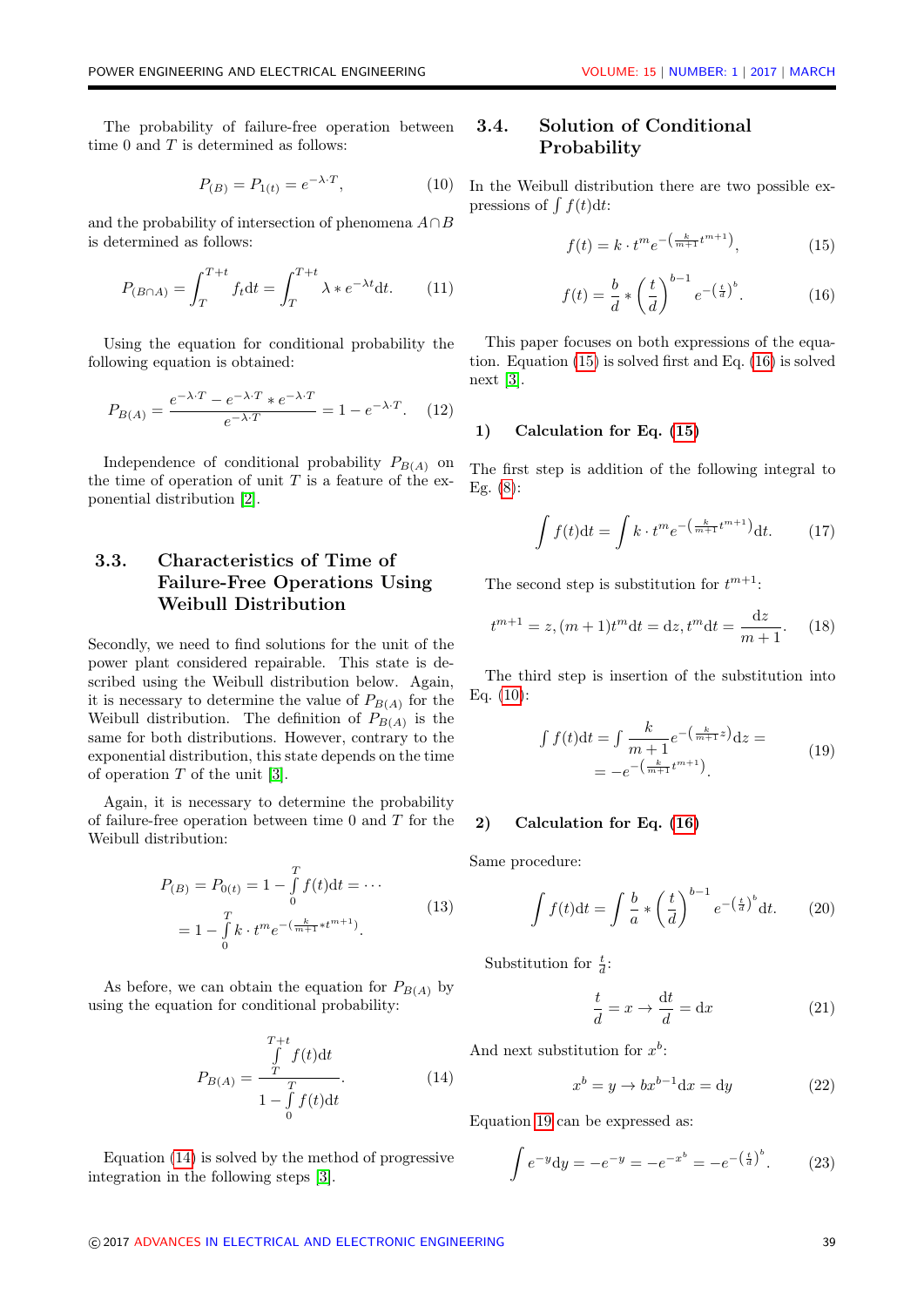The probability of failure-free operation between time 0 and $T$ is determined as follows:

$$P_{(B)} = P_{1(t)} = e^{-\lambda \cdot T}, \tag{10}$$

and the probability of intersection of phenomena $A \cap B$ is determined as follows:

$$P_{(B\cap A)} = \int_{T}^{T+t} f_t \mathrm{d}t = \int_{T}^{T+t} \lambda * e^{-\lambda t} \mathrm{d}t. \tag{11}$$

Using the equation for conditional probability the following equation is obtained:

$$P_{B(A)} = \frac{e^{-\lambda \cdot T} - e^{-\lambda \cdot T} * e^{-\lambda \cdot T}}{e^{-\lambda \cdot T}} = 1 - e^{-\lambda \cdot T}. \tag{12}$$

Independence of conditional probability $P_{B(A)}$ on the time of operation of unit $T$ is a feature of the exponential distribution [2].

## 3.3. Characteristics of Time of Failure-Free Operations Using Weibull Distribution

Secondly, we need to find solutions for the unit of the power plant considered repairable. This state is described using the Weibull distribution below. Again, it is necessary to determine the value of $P_{B(A)}$ for the Weibull distribution. The definition of $P_{B(A)}$ is the same for both distributions. However, contrary to the exponential distribution, this state depends on the time of operation $T$ of the unit [3].

Again, it is necessary to determine the probability of failure-free operation between time 0 and $T$ for the Weibull distribution:

$$\begin{aligned} P_{(B)} = P_{0(t)} &= 1 - \int_{0}^{T} f(t)\mathrm{d}t = \cdots \\ &= 1 - \int_{0}^{T} k \cdot t^m e^{-\left(\frac{k}{m+1} * t^{m+1}\right)}. \end{aligned} \tag{13}$$

As before, we can obtain the equation for $P_{B(A)}$ by using the equation for conditional probability:

$$P_{B(A)} = \frac{\int_{T}^{T+t} f(t)\mathrm{d}t}{1 - \int_{0}^{T} f(t)\mathrm{d}t}. \tag{14}$$

Equation (14) is solved by the method of progressive integration in the following steps [3].

## 3.4. Solution of Conditional Probability

In the Weibull distribution there are two possible expressions of $\int f(t)\mathrm{d}t$:

$$f(t) = k \cdot t^m e^{-\left(\frac{k}{m+1} t^{m+1}\right)}, \tag{15}$$

$$f(t) = \frac{b}{d} * \left(\frac{t}{d}\right)^{b-1} e^{-\left(\frac{t}{d}\right)^b}. \tag{16}$$

This paper focuses on both expressions of the equation. Equation (15) is solved first and Eq. (16) is solved next [3].

### 1) Calculation for Eq. (15)

The first step is addition of the following integral to Eg. (8):

$$\int f(t)\mathrm{d}t = \int k \cdot t^m e^{-\left(\frac{k}{m+1} t^{m+1}\right)} \mathrm{d}t. \tag{17}$$

The second step is substitution for $t^{m+1}$:

$$t^{m+1} = z, (m+1)t^m \mathrm{d}t = \mathrm{d}z, t^m \mathrm{d}t = \frac{\mathrm{d}z}{m+1}. \tag{18}$$

The third step is insertion of the substitution into Eq. (10):

$$\begin{aligned} \int f(t)\mathrm{d}t &= \int \frac{k}{m+1} e^{-\left(\frac{k}{m+1} z\right)} \mathrm{d}z = \\ &= -e^{-\left(\frac{k}{m+1} t^{m+1}\right)}. \end{aligned} \tag{19}$$

### 2) Calculation for Eq. (16)

Same procedure:

$$\int f(t)\mathrm{d}t = \int \frac{b}{a} * \left(\frac{t}{d}\right)^{b-1} e^{-\left(\frac{t}{a}\right)^b} \mathrm{d}t. \tag{20}$$

Substitution for $\frac{t}{d}$:

$$\frac{t}{d} = x \rightarrow \frac{\mathrm{d}t}{d} = \mathrm{d}x \tag{21}$$

And next substitution for $x^b$:

$$x^b = y \rightarrow bx^{b-1}\mathrm{d}x = \mathrm{d}y \tag{22}$$

Equation 19 can be expressed as:

$$\int e^{-y}\mathrm{d}y = -e^{-y} = -e^{-x^b} = -e^{-\left(\frac{t}{d}\right)^b}. \tag{23}$$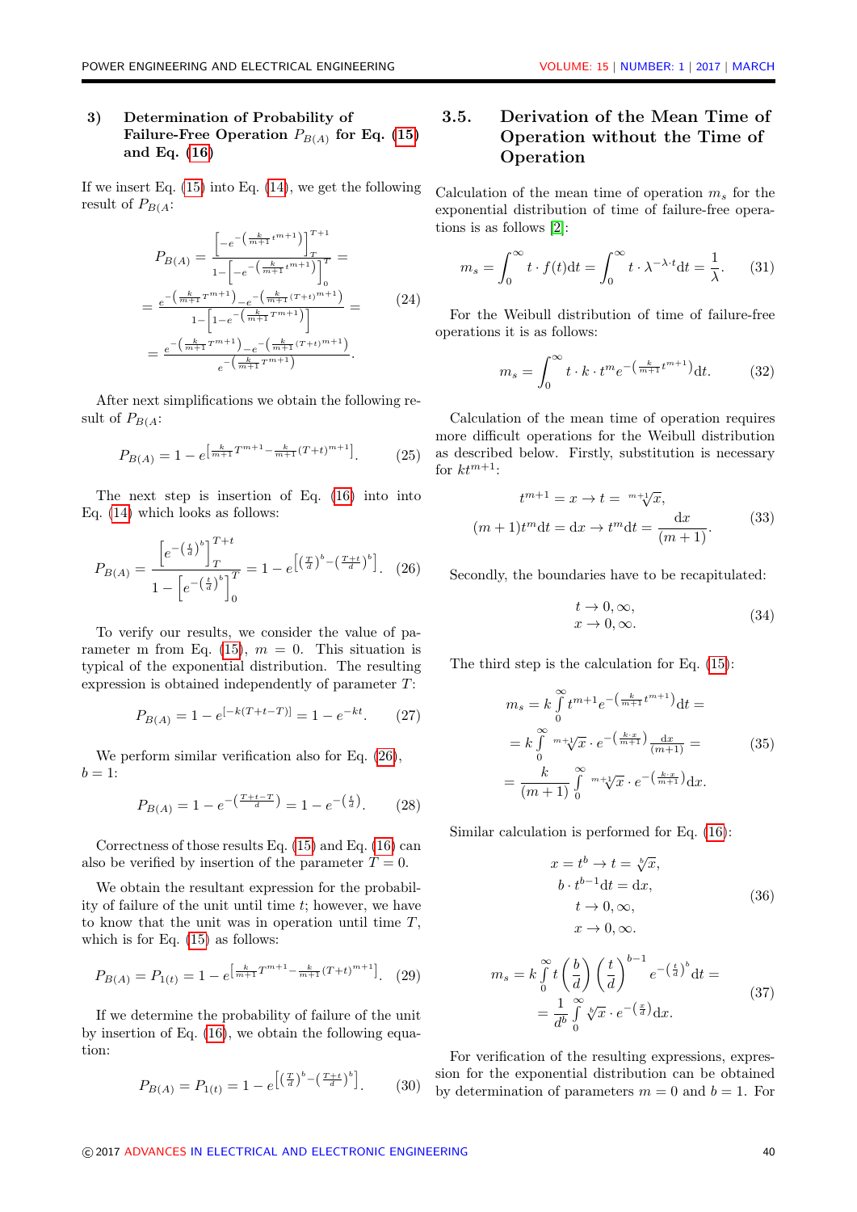### 3) Determination of Probability of Failure-Free Operation $P_{B(A)}$ for Eq. (15) and Eq. (16)

If we insert Eq. (15) into Eq. (14), we get the following result of $P_{B(A}$:

$$
\begin{aligned}
P_{B(A)} &= \frac{\left[-e^{-\left(\frac{k}{m+1}t^{m+1}\right)}\right]_T^{T+1}}{1-\left[-e^{-\left(\frac{k}{m+1}t^{m+1}\right)}\right]_0^T} = \\
&= \frac{e^{-\left(\frac{k}{m+1}T^{m+1}\right)}-e^{-\left(\frac{k}{m+1}(T+t)^{m+1}\right)}}{1-\left[1-e^{-\left(\frac{k}{m+1}T^{m+1}\right)}\right]} = \\
&= \frac{e^{-\left(\frac{k}{m+1}T^{m+1}\right)}-e^{-\left(\frac{k}{m+1}(T+t)^{m+1}\right)}}{e^{-\left(\frac{k}{m+1}T^{m+1}\right)}}.
\end{aligned}
\tag{24}
$$

After next simplifications we obtain the following result of $P_{B(A}$:

$$
P_{B(A)} = 1 - e^{\left[\frac{k}{m+1}T^{m+1}-\frac{k}{m+1}(T+t)^{m+1}\right]}. \tag{25}
$$

The next step is insertion of Eq. (16) into into Eq. (14) which looks as follows:

$$
P_{B(A)} = \frac{\left[e^{-\left(\frac{t}{d}\right)^b}\right]_T^{T+t}}{1-\left[e^{-\left(\frac{t}{d}\right)^b}\right]_0^T} = 1 - e^{\left[\left(\frac{T}{d}\right)^b-\left(\frac{T+t}{d}\right)^b\right]}. \tag{26}
$$

To verify our results, we consider the value of parameter m from Eq. (15), $m = 0$. This situation is typical of the exponential distribution. The resulting expression is obtained independently of parameter $T$:

$$
P_{B(A)} = 1 - e^{[-k(T+t-T)]} = 1 - e^{-kt}. \tag{27}
$$

We perform similar verification also for Eq. (26), $b = 1$:

$$
P_{B(A)} = 1 - e^{-\left(\frac{T+t-T}{d}\right)} = 1 - e^{-\left(\frac{t}{d}\right)}. \tag{28}
$$

Correctness of those results Eq. (15) and Eq. (16) can also be verified by insertion of the parameter $T = 0$.

We obtain the resultant expression for the probability of failure of the unit until time $t$; however, we have to know that the unit was in operation until time $T$, which is for Eq. (15) as follows:

$$
P_{B(A)} = P_{1(t)} = 1 - e^{\left[\frac{k}{m+1}T^{m+1}-\frac{k}{m+1}(T+t)^{m+1}\right]}. \tag{29}
$$

If we determine the probability of failure of the unit by insertion of Eq. (16), we obtain the following equation:

$$
P_{B(A)} = P_{1(t)} = 1 - e^{\left[\left(\frac{T}{d}\right)^b-\left(\frac{T+t}{d}\right)^b\right]}. \tag{30}
$$

## 3.5. Derivation of the Mean Time of Operation without the Time of Operation

Calculation of the mean time of operation $m_s$ for the exponential distribution of time of failure-free operations is as follows [2]:

$$
m_s = \int_0^\infty t \cdot f(t)\mathrm{d}t = \int_0^\infty t \cdot \lambda^{-\lambda \cdot t}\mathrm{d}t = \frac{1}{\lambda}. \tag{31}
$$

For the Weibull distribution of time of failure-free operations it is as follows:

$$
m_s = \int_0^\infty t \cdot k \cdot t^m e^{-\left(\frac{k}{m+1}t^{m+1}\right)}\mathrm{d}t. \tag{32}
$$

Calculation of the mean time of operation requires more difficult operations for the Weibull distribution as described below. Firstly, substitution is necessary for $kt^{m+1}$:

$$
\begin{gathered}
t^{m+1} = x \to t = \sqrt[m+1]{x}, \\
(m+1)t^m\mathrm{d}t = \mathrm{d}x \to t^m\mathrm{d}t = \frac{\mathrm{d}x}{(m+1)}.
\end{gathered}
\tag{33}
$$

Secondly, the boundaries have to be recapitulated:

$$
\begin{gathered}
t \to 0, \infty, \\
x \to 0, \infty.
\end{gathered}
\tag{34}
$$

The third step is the calculation for Eq. (15):

$$
\begin{aligned}
m_s &= k\int_0^\infty t^{m+1} e^{-\left(\frac{k}{m+1}t^{m+1}\right)}\mathrm{d}t = \\
&= k\int_0^\infty \sqrt[m+1]{x} \cdot e^{-\left(\frac{k\cdot x}{m+1}\right)}\frac{\mathrm{d}x}{(m+1)} = \\
&= \frac{k}{(m+1)}\int_0^\infty \sqrt[m+1]{x} \cdot e^{-\left(\frac{k\cdot x}{m+1}\right)}\mathrm{d}x.
\end{aligned}
\tag{35}
$$

Similar calculation is performed for Eq. (16):

$$
\begin{gathered}
x = t^b \to t = \sqrt[b]{x}, \\
b \cdot t^{b-1}\mathrm{d}t = \mathrm{d}x, \\
t \to 0, \infty, \\
x \to 0, \infty.
\end{gathered}
\tag{36}
$$

$$
\begin{aligned}
m_s &= k\int_0^\infty t\left(\frac{b}{d}\right)\left(\frac{t}{d}\right)^{b-1} e^{-\left(\frac{t}{d}\right)^b}\mathrm{d}t = \\
&= \frac{1}{d^b}\int_0^\infty \sqrt[b]{x} \cdot e^{-\left(\frac{x}{d}\right)}\mathrm{d}x.
\end{aligned}
\tag{37}
$$

For verification of the resulting expressions, expression for the exponential distribution can be obtained by determination of parameters $m = 0$ and $b = 1$. For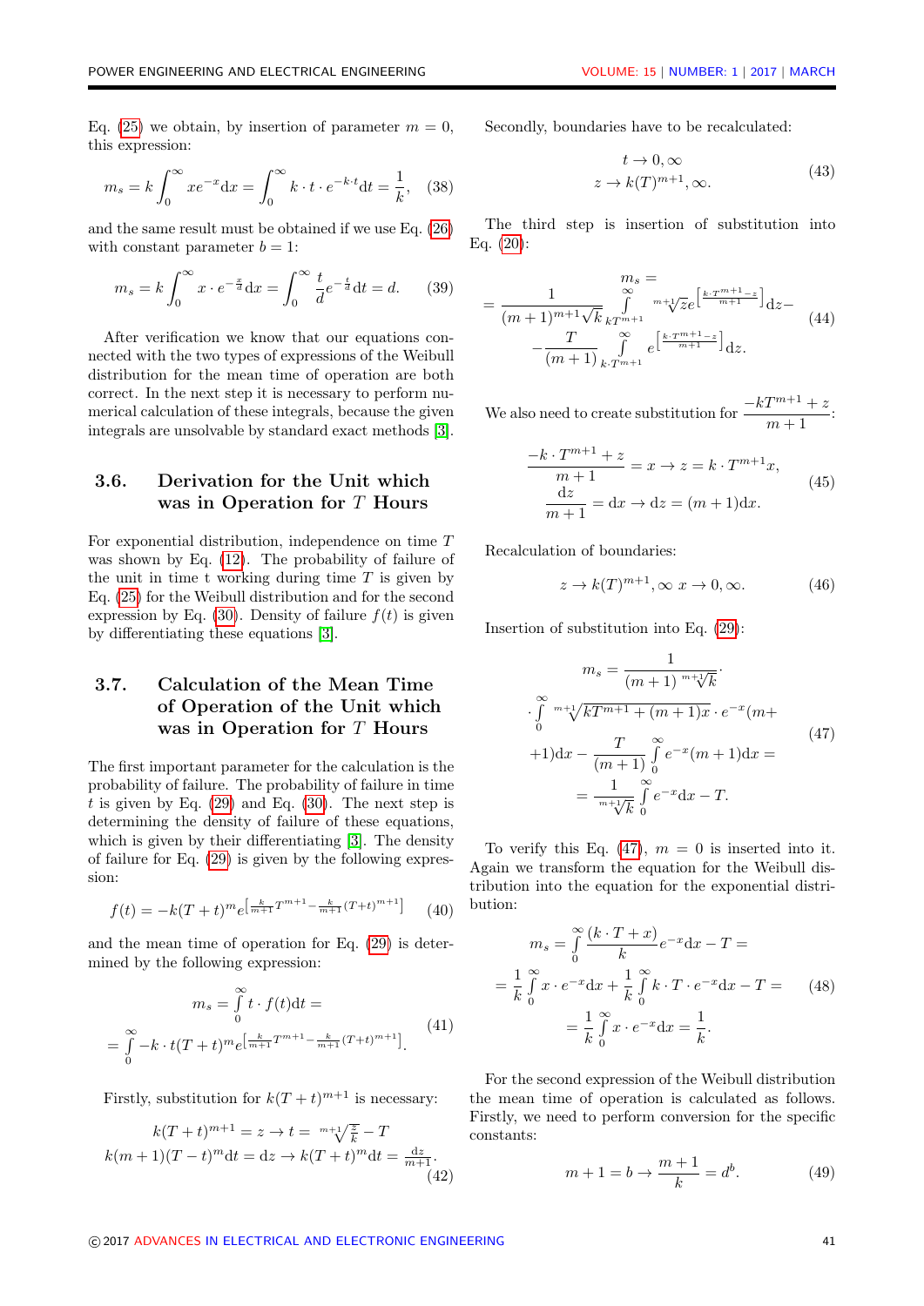Eq. (25) we obtain, by insertion of parameter $m = 0$, this expression:

$$m_s = k\int_0^{\infty} xe^{-x}\mathrm{d}x = \int_0^{\infty} k\cdot t\cdot e^{-k\cdot t}\mathrm{d}t = \frac{1}{k}, \tag{38}$$

and the same result must be obtained if we use Eq. (26) with constant parameter $b = 1$:

$$m_s = k\int_0^{\infty} x\cdot e^{-\frac{x}{d}}\mathrm{d}x = \int_0^{\infty} \frac{t}{d}e^{-\frac{t}{d}}\mathrm{d}t = d. \tag{39}$$

After verification we know that our equations connected with the two types of expressions of the Weibull distribution for the mean time of operation are both correct. In the next step it is necessary to perform numerical calculation of these integrals, because the given integrals are unsolvable by standard exact methods [3].

## 3.6. Derivation for the Unit which was in Operation for $T$ Hours

For exponential distribution, independence on time $T$ was shown by Eq. (12). The probability of failure of the unit in time t working during time $T$ is given by Eq. (25) for the Weibull distribution and for the second expression by Eq. (30). Density of failure $f(t)$ is given by differentiating these equations [3].

## 3.7. Calculation of the Mean Time of Operation of the Unit which was in Operation for $T$ Hours

The first important parameter for the calculation is the probability of failure. The probability of failure in time $t$ is given by Eq. (29) and Eq. (30). The next step is determining the density of failure of these equations, which is given by their differentiating [3]. The density of failure for Eq. (29) is given by the following expression:

$$f(t) = -k(T+t)^m e^{\left[\frac{k}{m+1}T^{m+1} - \frac{k}{m+1}(T+t)^{m+1}\right]} \tag{40}$$

and the mean time of operation for Eq. (29) is determined by the following expression:

$$\begin{aligned} m_s &= \int_0^{\infty} t\cdot f(t)\mathrm{d}t = \\ &= \int_0^{\infty} -k\cdot t(T+t)^m e^{\left[\frac{k}{m+1}T^{m+1} - \frac{k}{m+1}(T+t)^{m+1}\right]}. \end{aligned} \tag{41}$$

Firstly, substitution for $k(T+t)^{m+1}$ is necessary:

$$\begin{aligned} k(T+t)^{m+1} = z &\rightarrow t = \sqrt[m+1]{\frac{z}{k}} - T \\ k(m+1)(T-t)^m\mathrm{d}t = \mathrm{d}z &\rightarrow k(T+t)^m\mathrm{d}t = \frac{\mathrm{d}z}{m+1}. \end{aligned} \tag{42}$$

Secondly, boundaries have to be recalculated:

$$\begin{aligned} t &\rightarrow 0, \infty \\ z &\rightarrow k(T)^{m+1}, \infty. \end{aligned} \tag{43}$$

The third step is insertion of substitution into Eq. (20):

$$\begin{aligned} & m_s = \\ &= \frac{1}{(m+1)\sqrt[m+1]{k}}\int_{kT^{m+1}}^{\infty} \sqrt[m+1]{z}e^{\left[\frac{k\cdot T^{m+1} - z}{m+1}\right]}\mathrm{d}z - \\ &- \frac{T}{(m+1)}\int_{k\cdot T^{m+1}}^{\infty} e^{\left[\frac{k\cdot T^{m+1} - z}{m+1}\right]}\mathrm{d}z. \end{aligned} \tag{44}$$

We also need to create substitution for $\dfrac{-kT^{m+1}+z}{m+1}$:

$$\begin{aligned} \frac{-k\cdot T^{m+1}+z}{m+1} = x &\rightarrow z = k\cdot T^{m+1}x, \\ \frac{\mathrm{d}z}{m+1} = \mathrm{d}x &\rightarrow \mathrm{d}z = (m+1)\mathrm{d}x. \end{aligned} \tag{45}$$

Recalculation of boundaries:

$$z \rightarrow k(T)^{m+1}, \infty \; x \rightarrow 0, \infty. \tag{46}$$

Insertion of substitution into Eq. (29):

$$\begin{aligned} m_s &= \frac{1}{(m+1)\sqrt[m+1]{k}}\cdot \\ &\cdot \int_0^{\infty} \sqrt[m+1]{kT^{m+1} + (m+1)x}\cdot e^{-x}(m+ \\ &+1)\mathrm{d}x - \frac{T}{(m+1)}\int_0^{\infty} e^{-x}(m+1)\mathrm{d}x = \\ &= \frac{1}{\sqrt[m+1]{k}}\int_0^{\infty} e^{-x}\mathrm{d}x - T. \end{aligned} \tag{47}$$

To verify this Eq. (47), $m = 0$ is inserted into it. Again we transform the equation for the Weibull distribution into the equation for the exponential distribution:

$$\begin{aligned} m_s &= \int_0^{\infty} \frac{(k\cdot T + x)}{k}e^{-x}\mathrm{d}x - T = \\ &= \frac{1}{k}\int_0^{\infty} x\cdot e^{-x}\mathrm{d}x + \frac{1}{k}\int_0^{\infty} k\cdot T\cdot e^{-x}\mathrm{d}x - T = \\ &= \frac{1}{k}\int_0^{\infty} x\cdot e^{-x}\mathrm{d}x = \frac{1}{k}. \end{aligned} \tag{48}$$

For the second expression of the Weibull distribution the mean time of operation is calculated as follows. Firstly, we need to perform conversion for the specific constants:

$$m+1 = b \rightarrow \frac{m+1}{k} = d^b. \tag{49}$$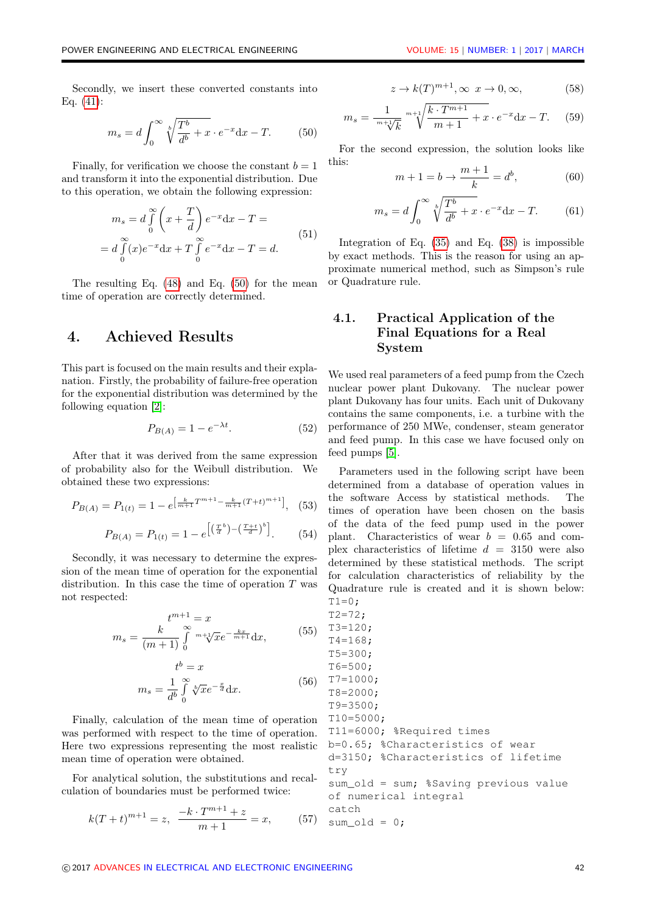Secondly, we insert these converted constants into Eq. (41):

$$m_s = d\int_0^\infty \sqrt[b]{\frac{T^b}{d^b}+x}\cdot e^{-x}\mathrm{d}x - T. \tag{50}$$

Finally, for verification we choose the constant $b = 1$ and transform it into the exponential distribution. Due to this operation, we obtain the following expression:

$$\begin{gathered} m_s = d\int\limits_0^\infty \left(x+\frac{T}{d}\right)e^{-x}\mathrm{d}x - T = \\ = d\int\limits_0^\infty (x)e^{-x}\mathrm{d}x + T\int\limits_0^\infty e^{-x}\mathrm{d}x - T = d. \end{gathered} \tag{51}$$

The resulting Eq. (48) and Eq. (50) for the mean time of operation are correctly determined.

## 4. Achieved Results

This part is focused on the main results and their explanation. Firstly, the probability of failure-free operation for the exponential distribution was determined by the following equation [2]:

$$P_{B(A)} = 1 - e^{-\lambda t}. \tag{52}$$

After that it was derived from the same expression of probability also for the Weibull distribution. We obtained these two expressions:

$$P_{B(A)} = P_{1(t)} = 1 - e^{\left[\frac{k}{m+1}T^{m+1} - \frac{k}{m+1}(T+t)^{m+1}\right]}, \tag{53}$$

$$P_{B(A)} = P_{1(t)} = 1 - e^{\left[\left(\frac{T}{d}^b\right) - \left(\frac{T+t}{d}\right)^b\right]}. \tag{54}$$

Secondly, it was necessary to determine the expression of the mean time of operation for the exponential distribution. In this case the time of operation $T$ was not respected:

$$\begin{gathered} t^{m+1} = x \\ m_s = \frac{k}{(m+1)}\int\limits_0^\infty \sqrt[m+1]{x}e^{-\frac{kx}{m+1}}\mathrm{d}x, \end{gathered} \tag{55}$$

$$\begin{gathered} t^b = x \\ m_s = \frac{1}{d^b}\int\limits_0^\infty \sqrt[b]{x}e^{-\frac{x}{d}}\mathrm{d}x. \end{gathered} \tag{56}$$

Finally, calculation of the mean time of operation was performed with respect to the time of operation. Here two expressions representing the most realistic mean time of operation were obtained.

For analytical solution, the substitutions and recalculation of boundaries must be performed twice:

$$k(T+t)^{m+1} = z,\ \frac{-k\cdot T^{m+1}+z}{m+1} = x, \tag{57}$$

$$z \to k(T)^{m+1}, \infty\ \ x \to 0, \infty, \tag{58}$$

$$m_s = \frac{1}{\sqrt[m+1]{k}}\sqrt[m+1]{\frac{k\cdot T^{m+1}}{m+1}+x}\cdot e^{-x}\mathrm{d}x - T. \tag{59}$$

For the second expression, the solution looks like this:

$$m+1 = b \to \frac{m+1}{k} = d^b, \tag{60}$$

$$m_s = d\int_0^\infty \sqrt[b]{\frac{T^b}{d^b}+x}\cdot e^{-x}\mathrm{d}x - T. \tag{61}$$

Integration of Eq. (35) and Eq. (38) is impossible by exact methods. This is the reason for using an approximate numerical method, such as Simpson's rule or Quadrature rule.

### 4.1. Practical Application of the Final Equations for a Real System

We used real parameters of a feed pump from the Czech nuclear power plant Dukovany. The nuclear power plant Dukovany has four units. Each unit of Dukovany contains the same components, i.e. a turbine with the performance of 250 MWe, condenser, steam generator and feed pump. In this case we have focused only on feed pumps [5].

Parameters used in the following script have been determined from a database of operation values in the software Access by statistical methods. The times of operation have been chosen on the basis of the data of the feed pump used in the power plant. Characteristics of wear $b = 0.65$ and complex characteristics of lifetime $d = 3150$ were also determined by these statistical methods. The script for calculation characteristics of reliability by the Quadrature rule is created and it is shown below:

```
T1=0;
T2=72;
T3=120;
T4=168;
T5=300;
T6=500;
T7=1000;
T8=2000;
T9=3500;
T10=5000;
T11=6000; %Required times
b=0.65; %Characteristics of wear
d=3150; %Characteristics of lifetime
try
sum_old = sum; %Saving previous value
of numerical integral
catch
sum_old = 0;
```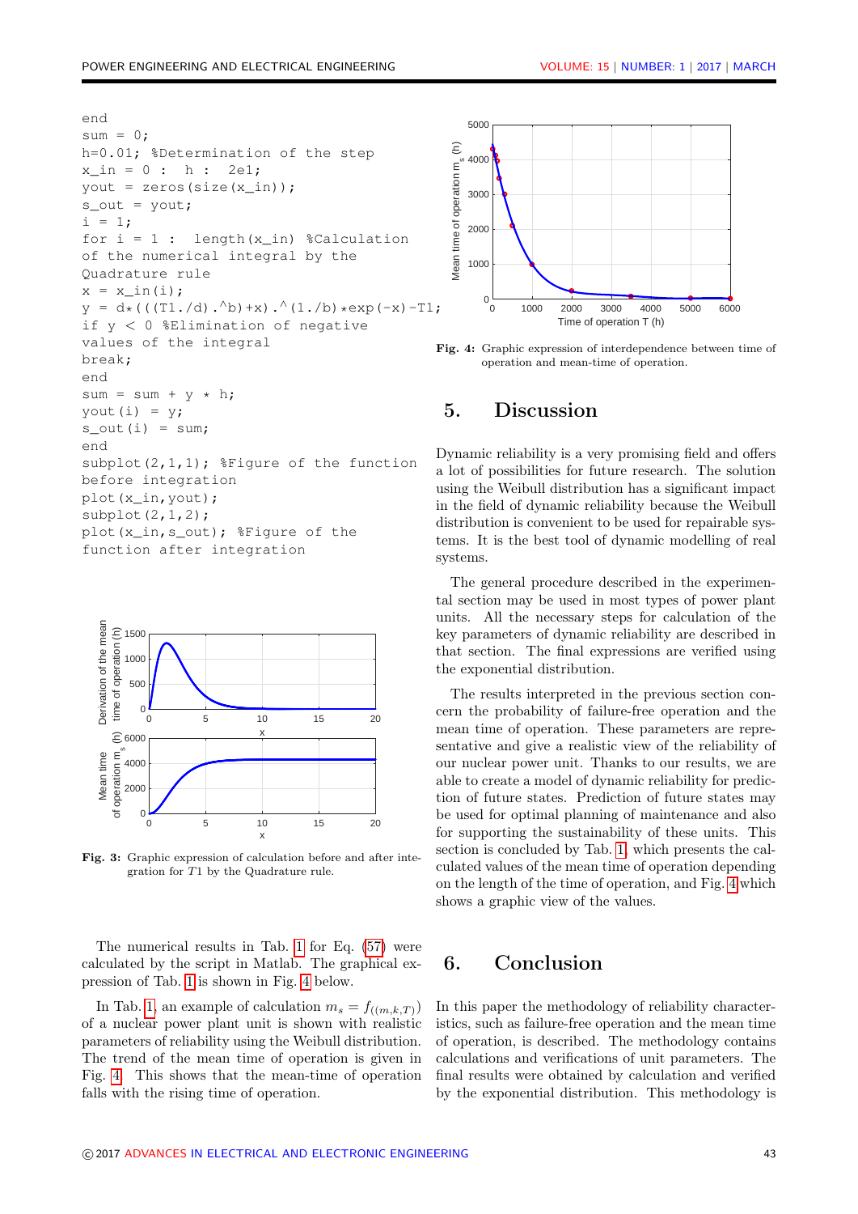```
end
sum = 0;
h=0.01; %Determination of the step
x_in = 0 :  h :  2e1;
yout = zeros(size(x_in));
s_out = yout;
i = 1;
for i = 1 :  length(x_in) %Calculation
of the numerical integral by the
Quadrature rule
x = x_in(i);
y = d*(((T1./d).^b)+x).^(1./b)*exp(-x)-T1;
if y < 0 %Elimination of negative
values of the integral
break;
end
sum = sum + y * h;
yout(i) = y;
s_out(i) = sum;
end
subplot(2,1,1); %Figure of the function
before integration
plot(x_in,yout);
subplot(2,1,2);
plot(x_in,s_out); %Figure of the
function after integration
```

**Fig. 3:** Graphic expression of calculation before and after integration for $T1$ by the Quadrature rule.

The numerical results in Tab. 1 for Eq. (57) were calculated by the script in Matlab. The graphical expression of Tab. 1 is shown in Fig. 4 below.

In Tab. 1, an example of calculation $m_s = f_{((m,k,T))}$ of a nuclear power plant unit is shown with realistic parameters of reliability using the Weibull distribution. The trend of the mean time of operation is given in Fig. 4. This shows that the mean-time of operation falls with the rising time of operation.

**Fig. 4:** Graphic expression of interdependence between time of operation and mean-time of operation.

## 5. Discussion

Dynamic reliability is a very promising field and offers a lot of possibilities for future research. The solution using the Weibull distribution has a significant impact in the field of dynamic reliability because the Weibull distribution is convenient to be used for repairable systems. It is the best tool of dynamic modelling of real systems.

The general procedure described in the experimental section may be used in most types of power plant units. All the necessary steps for calculation of the key parameters of dynamic reliability are described in that section. The final expressions are verified using the exponential distribution.

The results interpreted in the previous section concern the probability of failure-free operation and the mean time of operation. These parameters are representative and give a realistic view of the reliability of our nuclear power unit. Thanks to our results, we are able to create a model of dynamic reliability for prediction of future states. Prediction of future states may be used for optimal planning of maintenance and also for supporting the sustainability of these units. This section is concluded by Tab. 1, which presents the calculated values of the mean time of operation depending on the length of the time of operation, and Fig. 4 which shows a graphic view of the values.

## 6. Conclusion

In this paper the methodology of reliability characteristics, such as failure-free operation and the mean time of operation, is described. The methodology contains calculations and verifications of unit parameters. The final results were obtained by calculation and verified by the exponential distribution. This methodology is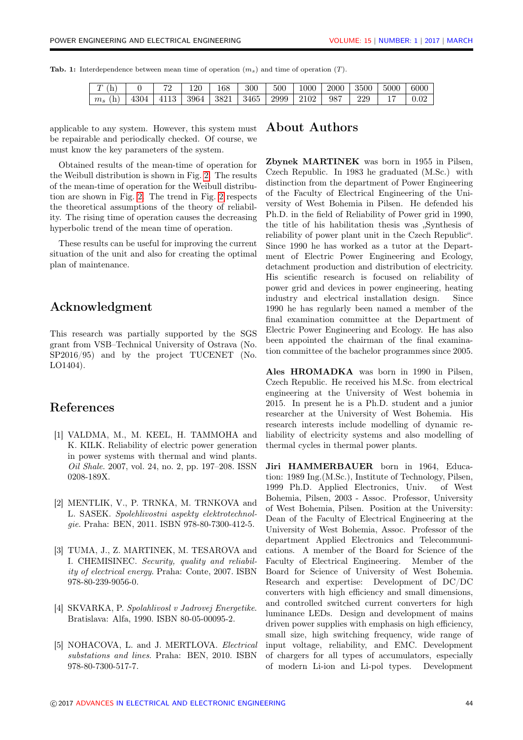**Tab. 1:** Interdependence between mean time of operation ($m_s$) and time of operation ($T$).

| $T$ (h) | 0 | 72 | 120 | 168 | 300 | 500 | 1000 | 2000 | 3500 | 5000 | 6000 |
|---|---|---|---|---|---|---|---|---|---|---|---|
| $m_s$ (h) | 4304 | 4113 | 3964 | 3821 | 3465 | 2999 | 2102 | 987 | 229 | 17 | 0.02 |

applicable to any system. However, this system must be repairable and periodically checked. Of course, we must know the key parameters of the system.

Obtained results of the mean-time of operation for the Weibull distribution is shown in Fig. 2. The results of the mean-time of operation for the Weibull distribution are shown in Fig. 2. The trend in Fig. 2 respects the theoretical assumptions of the theory of reliability. The rising time of operation causes the decreasing hyperbolic trend of the mean time of operation.

These results can be useful for improving the current situation of the unit and also for creating the optimal plan of maintenance.

## Acknowledgment

This research was partially supported by the SGS grant from VSB–Technical University of Ostrava (No. SP2016/95) and by the project TUCENET (No. LO1404).

## References

[1] VALDMA, M., M. KEEL, H. TAMMOHA and K. KILK. Reliability of electric power generation in power systems with thermal and wind plants. *Oil Shale*. 2007, vol. 24, no. 2, pp. 197–208. ISSN 0208-189X.

[2] MENTLIK, V., P. TRNKA, M. TRNKOVA and L. SASEK. *Spolehlivostni aspekty elektrotechnologie*. Praha: BEN, 2011. ISBN 978-80-7300-412-5.

[3] TUMA, J., Z. MARTINEK, M. TESAROVA and I. CHEMISINEC. *Security, quality and reliability of electrical energy*. Praha: Conte, 2007. ISBN 978-80-239-9056-0.

[4] SKVARKA, P. *Spolahlivosl v Jadrovej Energetike*. Bratislava: Alfa, 1990. ISBN 80-05-00095-2.

[5] NOHACOVA, L. and J. MERTLOVA. *Electrical substations and lines*. Praha: BEN, 2010. ISBN 978-80-7300-517-7.

## About Authors

**Zbynek MARTINEK** was born in 1955 in Pilsen, Czech Republic. In 1983 he graduated (M.Sc.) with distinction from the department of Power Engineering of the Faculty of Electrical Engineering of the University of West Bohemia in Pilsen. He defended his Ph.D. in the field of Reliability of Power grid in 1990, the title of his habilitation thesis was „Synthesis of reliability of power plant unit in the Czech Republic". Since 1990 he has worked as a tutor at the Department of Electric Power Engineering and Ecology, detachment production and distribution of electricity. His scientific research is focused on reliability of power grid and devices in power engineering, heating industry and electrical installation design. Since 1990 he has regularly been named a member of the final examination committee at the Department of Electric Power Engineering and Ecology. He has also been appointed the chairman of the final examination committee of the bachelor programmes since 2005.

**Ales HROMADKA** was born in 1990 in Pilsen, Czech Republic. He received his M.Sc. from electrical engineering at the University of West bohemia in 2015. In present he is a Ph.D. student and a junior researcher at the University of West Bohemia. His research interests include modelling of dynamic reliability of electricity systems and also modelling of thermal cycles in thermal power plants.

**Jiri HAMMERBAUER** born in 1964, Education: 1989 Ing.(M.Sc.), Institute of Technology, Pilsen, 1999 Ph.D. Applied Electronics, Univ. of West Bohemia, Pilsen, 2003 - Assoc. Professor, University of West Bohemia, Pilsen. Position at the University: Dean of the Faculty of Electrical Engineering at the University of West Bohemia, Assoc. Professor of the department Applied Electronics and Telecommunications. A member of the Board for Science of the Faculty of Electrical Engineering. Member of the Board for Science of University of West Bohemia. Research and expertise: Development of DC/DC converters with high efficiency and small dimensions, and controlled switched current converters for high luminance LEDs. Design and development of mains driven power supplies with emphasis on high efficiency, small size, high switching frequency, wide range of input voltage, reliability, and EMC. Development of chargers for all types of accumulators, especially of modern Li-ion and Li-pol types. Development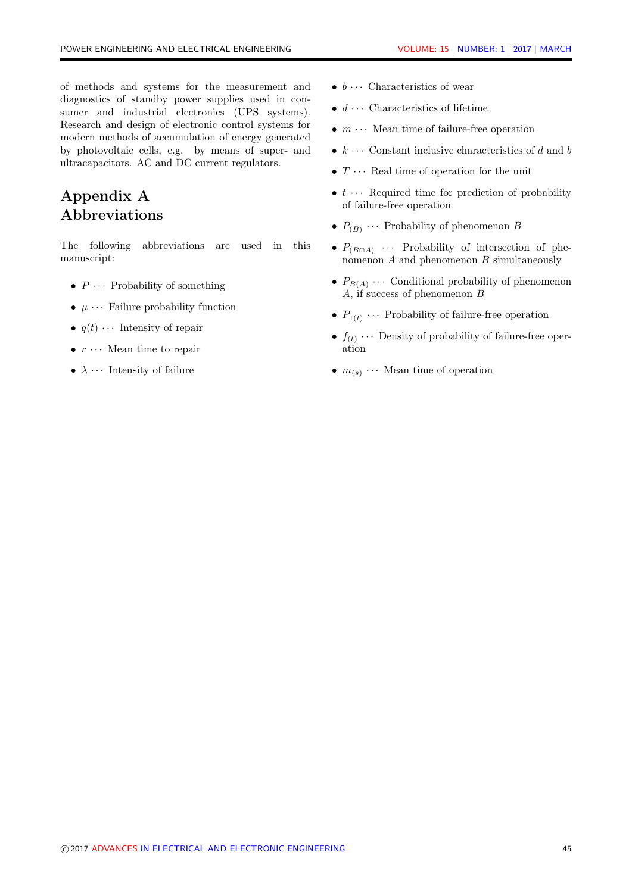of methods and systems for the measurement and diagnostics of standby power supplies used in consumer and industrial electronics (UPS systems). Research and design of electronic control systems for modern methods of accumulation of energy generated by photovoltaic cells, e.g. by means of super- and ultracapacitors. AC and DC current regulators.

# Appendix A Abbreviations

The following abbreviations are used in this manuscript:

- $P \cdots$ Probability of something
- $\mu \cdots$ Failure probability function
- $q(t) \cdots$ Intensity of repair
- $r \cdots$ Mean time to repair
- $\lambda \cdots$ Intensity of failure
- $b \cdots$ Characteristics of wear
- $d \cdots$ Characteristics of lifetime
- $m \cdots$ Mean time of failure-free operation
- $k \cdots$ Constant inclusive characteristics of $d$ and $b$
- $T \cdots$ Real time of operation for the unit
- $t \cdots$ Required time for prediction of probability of failure-free operation
- $P_{(B)} \cdots$ Probability of phenomenon $B$
- $P_{(B \cap A)} \cdots$ Probability of intersection of phenomenon $A$ and phenomenon $B$ simultaneously
- $P_{B(A)} \cdots$ Conditional probability of phenomenon $A$, if success of phenomenon $B$
- $P_{1(t)} \cdots$ Probability of failure-free operation
- $f_{(t)} \cdots$ Density of probability of failure-free operation
- $m_{(s)} \cdots$ Mean time of operation